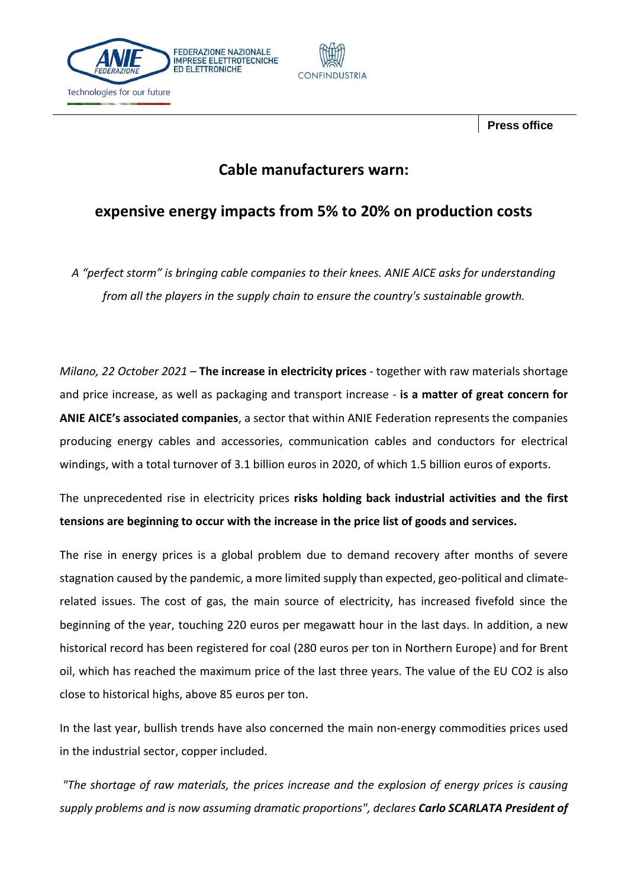FEDERAZIONE NAZIONALE IMPRESE ELETTROTECNICHE ED ELETTRONICHE

Technologies for our future

CONFINDUSTRIA

**Press office**

# Cable manufacturers warn:

## expensive energy impacts from 5% to 20% on production costs

*A "perfect storm" is bringing cable companies to their knees. ANIE AICE asks for understanding from all the players in the supply chain to ensure the country's sustainable growth.*

*Milano, 22 October 2021* – **The increase in electricity prices** - together with raw materials shortage and price increase, as well as packaging and transport increase - **is a matter of great concern for ANIE AICE's associated companies**, a sector that within ANIE Federation represents the companies producing energy cables and accessories, communication cables and conductors for electrical windings, with a total turnover of 3.1 billion euros in 2020, of which 1.5 billion euros of exports.

The unprecedented rise in electricity prices **risks holding back industrial activities and the first tensions are beginning to occur with the increase in the price list of goods and services.**

The rise in energy prices is a global problem due to demand recovery after months of severe stagnation caused by the pandemic, a more limited supply than expected, geo-political and climate-related issues. The cost of gas, the main source of electricity, has increased fivefold since the beginning of the year, touching 220 euros per megawatt hour in the last days. In addition, a new historical record has been registered for coal (280 euros per ton in Northern Europe) and for Brent oil, which has reached the maximum price of the last three years. The value of the EU $CO_2$ is also close to historical highs, above 85 euros per ton.

In the last year, bullish trends have also concerned the main non-energy commodities prices used in the industrial sector, copper included.

*"The shortage of raw materials, the prices increase and the explosion of energy prices is causing supply problems and is now assuming dramatic proportions", declares* ***Carlo SCARLATA President of***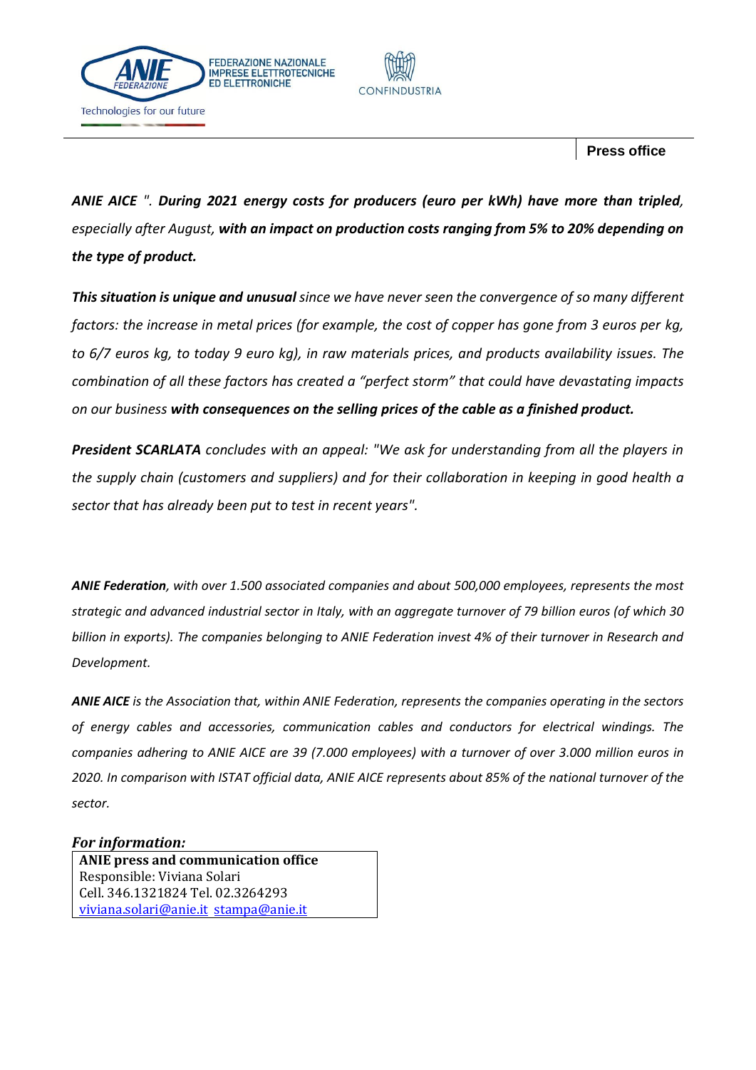***ANIE AICE ". During 2021 energy costs for producers (euro per kWh) have more than tripled**, especially after August, **with an impact on production costs ranging from 5% to 20% depending on the type of product.***

***This situation is unique and unusual** since we have never seen the convergence of so many different factors: the increase in metal prices (for example, the cost of copper has gone from 3 euros per kg, to 6/7 euros kg, to today 9 euro kg), in raw materials prices, and products availability issues. The combination of all these factors has created a "perfect storm" that could have devastating impacts on our business **with consequences on the selling prices of the cable as a finished product.***

***President SCARLATA** concludes with an appeal: "We ask for understanding from all the players in the supply chain (customers and suppliers) and for their collaboration in keeping in good health a sector that has already been put to test in recent years".*

***ANIE Federation**, with over 1.500 associated companies and about 500,000 employees, represents the most strategic and advanced industrial sector in Italy, with an aggregate turnover of 79 billion euros (of which 30 billion in exports). The companies belonging to ANIE Federation invest 4% of their turnover in Research and Development.*

***ANIE AICE** is the Association that, within ANIE Federation, represents the companies operating in the sectors of energy cables and accessories, communication cables and conductors for electrical windings. The companies adhering to ANIE AICE are 39 (7.000 employees) with a turnover of over 3.000 million euros in 2020. In comparison with ISTAT official data, ANIE AICE represents about 85% of the national turnover of the sector.*

***For information:***

**ANIE press and communication office**
Responsible: Viviana Solari
Cell. 346.1321824 Tel. 02.3264293
viviana.solari@anie.it stampa@anie.it